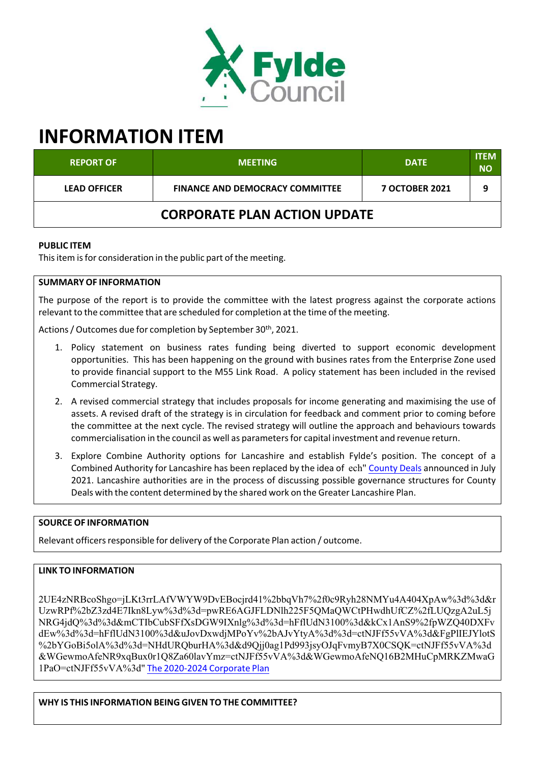Fylde Council

# INFORMATION ITEM

| REPORT OF | MEETING | DATE | ITEM NO |
|---|---|---|---|
| LEAD OFFICER | FINANCE AND DEMOCRACY COMMITTEE | 7 OCTOBER 2021 | 9 |
| CORPORATE PLAN ACTION UPDATE | | | |

**PUBLIC ITEM**

This item is for consideration in the public part of the meeting.

**SUMMARY OF INFORMATION**

The purpose of the report is to provide the committee with the latest progress against the corporate actions relevant to the committee that are scheduled for completion at the time of the meeting.

Actions / Outcomes due for completion by September 30th, 2021.

1. Policy statement on business rates funding being diverted to support economic development opportunities. This has been happening on the ground with busines rates from the Enterprise Zone used to provide financial support to the M55 Link Road. A policy statement has been included in the revised Commercial Strategy.
2. A revised commercial strategy that includes proposals for income generating and maximising the use of assets. A revised draft of the strategy is in circulation for feedback and comment prior to coming before the committee at the next cycle. The revised strategy will outline the approach and behaviours towards commercialisation in the council as well as parameters for capital investment and revenue return.
3. Explore Combine Authority options for Lancashire and establish Fylde's position. The concept of a Combined Authority for Lancashire has been replaced by the idea of ech" County Deals announced in July 2021. Lancashire authorities are in the process of discussing possible governance structures for County Deals with the content determined by the shared work on the Greater Lancashire Plan.

**SOURCE OF INFORMATION**

Relevant officers responsible for delivery of the Corporate Plan action / outcome.

**LINK TO INFORMATION**

2UE4zNRBcoShgo=jLKt3rrLAfVWYW9DvEBocjrd41%2bbqVh7%2f0c9Ryh28NMYu4A404XpAw%3d%3d&rUzwRPf%2bZ3zd4E7Ikn8Lyw%3d%3d=pwRE6AGJFLDNlh225F5QMaQWCtPHwdhUfCZ%2fLUQzgA2uL5jNRG4jdQ%3d%3d&mCTIbCubSFfXsDGW9IXnlg%3d%3d=hFflUdN3100%3d&kCx1AnS9%2fpWZQ40DXFvdEw%3d%3d=hFflUdN3100%3d&uJovDxwdjMPoYv%2bAJvYtyA%3d%3d=ctNJFf55vVA%3d&FgPlIEJYlotS%2bYGoBi5olA%3d%3d=NHdURQburHA%3d&d9Qjj0ag1Pd993jsyOJqFvmyB7X0CSQK=ctNJFf55vVA%3d&WGewmoAfeNR9xqBux0r1Q8Za60lavYmz=ctNJFf55vVA%3d&WGewmoAfeNQ16B2MHuCpMRKZMwaG1PaO=ctNJFf55vVA%3d" The 2020-2024 Corporate Plan

**WHY IS THIS INFORMATION BEING GIVEN TO THE COMMITTEE?**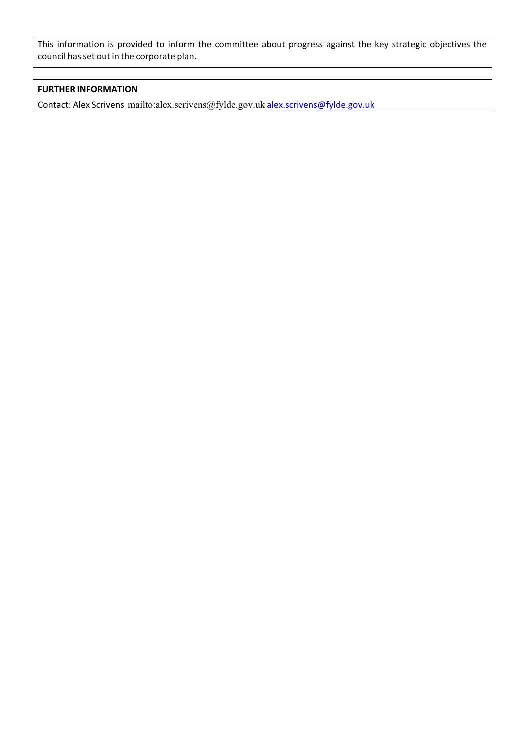This information is provided to inform the committee about progress against the key strategic objectives the council has set out in the corporate plan.

**FURTHER INFORMATION**

Contact: Alex Scrivens mailto:alex.scrivens@fylde.gov.uk alex.scrivens@fylde.gov.uk